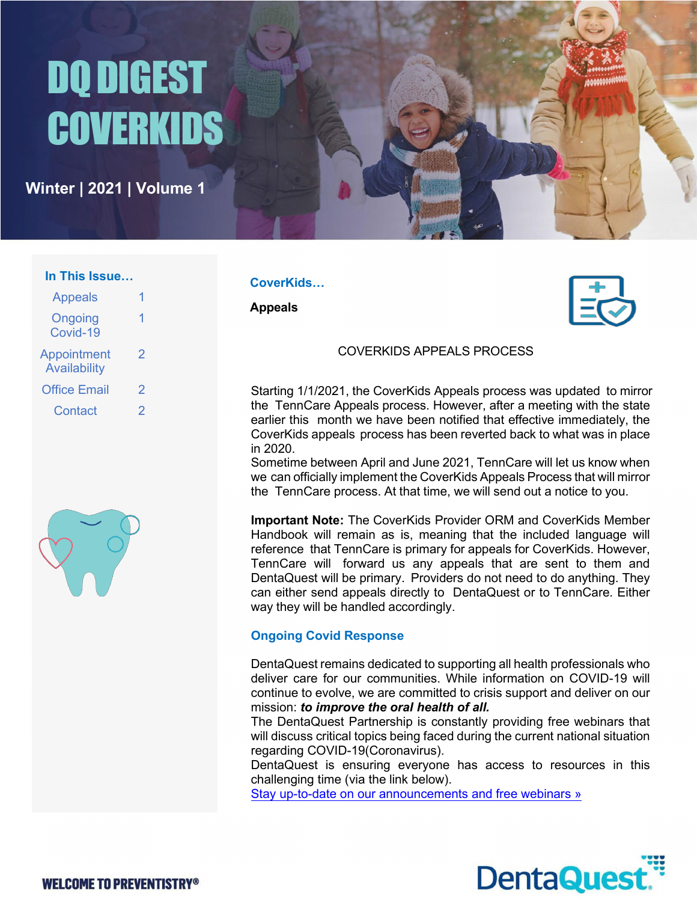# DQ DIGEST COVERKIDS

**Winter | 2021 | Volume 1**

### In This Issue…

| | |
|---|---|
| Appeals | 1 |
| Ongoing Covid-19 | 1 |
| Appointment Availability | 2 |
| Office Email | 2 |
| Contact | 2 |

## CoverKids…

### Appeals

COVERKIDS APPEALS PROCESS

Starting 1/1/2021, the CoverKids Appeals process was updated to mirror the TennCare Appeals process. However, after a meeting with the state earlier this month we have been notified that effective immediately, the CoverKids appeals process has been reverted back to what was in place in 2020.

Sometime between April and June 2021, TennCare will let us know when we can officially implement the CoverKids Appeals Process that will mirror the TennCare process. At that time, we will send out a notice to you.

**Important Note:** The CoverKids Provider ORM and CoverKids Member Handbook will remain as is, meaning that the included language will reference that TennCare is primary for appeals for CoverKids. However, TennCare will forward us any appeals that are sent to them and DentaQuest will be primary. Providers do not need to do anything. They can either send appeals directly to DentaQuest or to TennCare. Either way they will be handled accordingly.

### Ongoing Covid Response

DentaQuest remains dedicated to supporting all health professionals who deliver care for our communities. While information on COVID-19 will continue to evolve, we are committed to crisis support and deliver on our mission: ***to improve the oral health of all.***

The DentaQuest Partnership is constantly providing free webinars that will discuss critical topics being faced during the current national situation regarding COVID-19(Coronavirus).

DentaQuest is ensuring everyone has access to resources in this challenging time (via the link below).

Stay up-to-date on our announcements and free webinars »

WELCOME TO PREVENTISTRY®

DentaQuest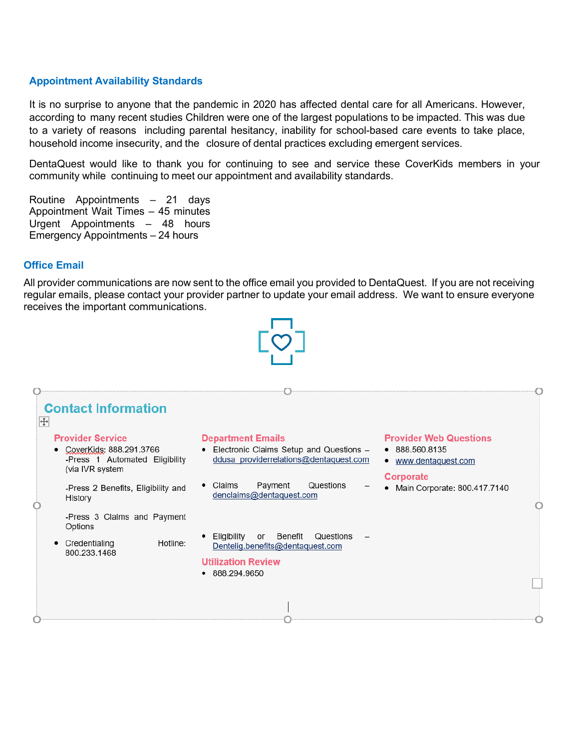## Appointment Availability Standards

It is no surprise to anyone that the pandemic in 2020 has affected dental care for all Americans. However, according to many recent studies Children were one of the largest populations to be impacted. This was due to a variety of reasons including parental hesitancy, inability for school-based care events to take place, household income insecurity, and the closure of dental practices excluding emergent services.

DentaQuest would like to thank you for continuing to see and service these CoverKids members in your community while continuing to meet our appointment and availability standards.

Routine Appointments – 21 days
Appointment Wait Times – 45 minutes
Urgent Appointments – 48 hours
Emergency Appointments – 24 hours

## Office Email

All provider communications are now sent to the office email you provided to DentaQuest. If you are not receiving regular emails, please contact your provider partner to update your email address. We want to ensure everyone receives the important communications.

## Contact Information

### Provider Service

- CoverKids: 888.291.3766
  -Press 1 Automated Eligibility (via IVR system

  -Press 2 Benefits, Eligibility and History

  -Press 3 Claims and Payment Options
- Credentialing Hotline: 800.233.1468

### Department Emails

- Electronic Claims Setup and Questions – ddusa_providerrelations@dentaquest.com
- Claims Payment Questions – denclaims@dentaquest.com
- Eligibility or Benefit Questions – Dentelig.benefits@dentaquest.com

### Utilization Review

- 888.294.9650

### Provider Web Questions

- 888.560.8135
- www.dentaquest.com

### Corporate

- Main Corporate: 800.417.7140